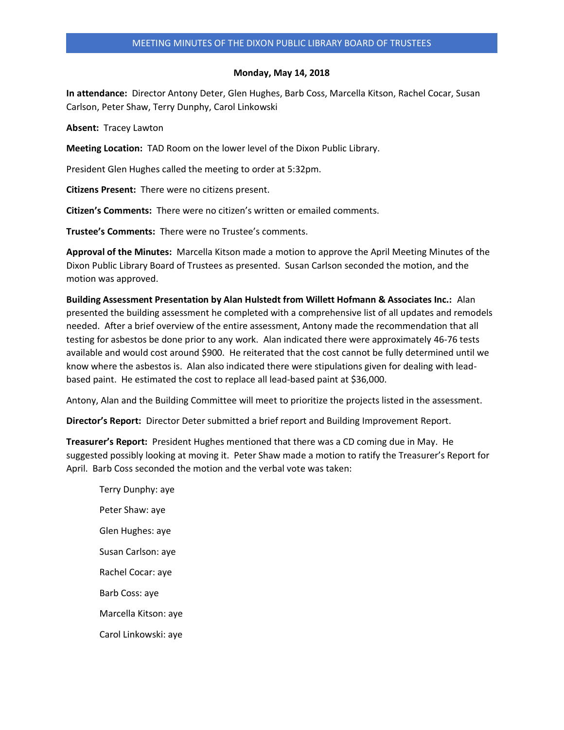# MEETING MINUTES OF THE DIXON PUBLIC LIBRARY BOARD OF TRUSTEES

**Monday, May 14, 2018**

**In attendance:** Director Antony Deter, Glen Hughes, Barb Coss, Marcella Kitson, Rachel Cocar, Susan Carlson, Peter Shaw, Terry Dunphy, Carol Linkowski

**Absent:** Tracey Lawton

**Meeting Location:** TAD Room on the lower level of the Dixon Public Library.

President Glen Hughes called the meeting to order at 5:32pm.

**Citizens Present:** There were no citizens present.

**Citizen's Comments:** There were no citizen's written or emailed comments.

**Trustee's Comments:** There were no Trustee's comments.

**Approval of the Minutes:** Marcella Kitson made a motion to approve the April Meeting Minutes of the Dixon Public Library Board of Trustees as presented. Susan Carlson seconded the motion, and the motion was approved.

**Building Assessment Presentation by Alan Hulstedt from Willett Hofmann & Associates Inc.:** Alan presented the building assessment he completed with a comprehensive list of all updates and remodels needed. After a brief overview of the entire assessment, Antony made the recommendation that all testing for asbestos be done prior to any work. Alan indicated there were approximately 46-76 tests available and would cost around $900. He reiterated that the cost cannot be fully determined until we know where the asbestos is. Alan also indicated there were stipulations given for dealing with lead-based paint. He estimated the cost to replace all lead-based paint at $36,000.

Antony, Alan and the Building Committee will meet to prioritize the projects listed in the assessment.

**Director's Report:** Director Deter submitted a brief report and Building Improvement Report.

**Treasurer's Report:** President Hughes mentioned that there was a CD coming due in May. He suggested possibly looking at moving it. Peter Shaw made a motion to ratify the Treasurer's Report for April. Barb Coss seconded the motion and the verbal vote was taken:

Terry Dunphy: aye

Peter Shaw: aye

Glen Hughes: aye

Susan Carlson: aye

Rachel Cocar: aye

Barb Coss: aye

Marcella Kitson: aye

Carol Linkowski: aye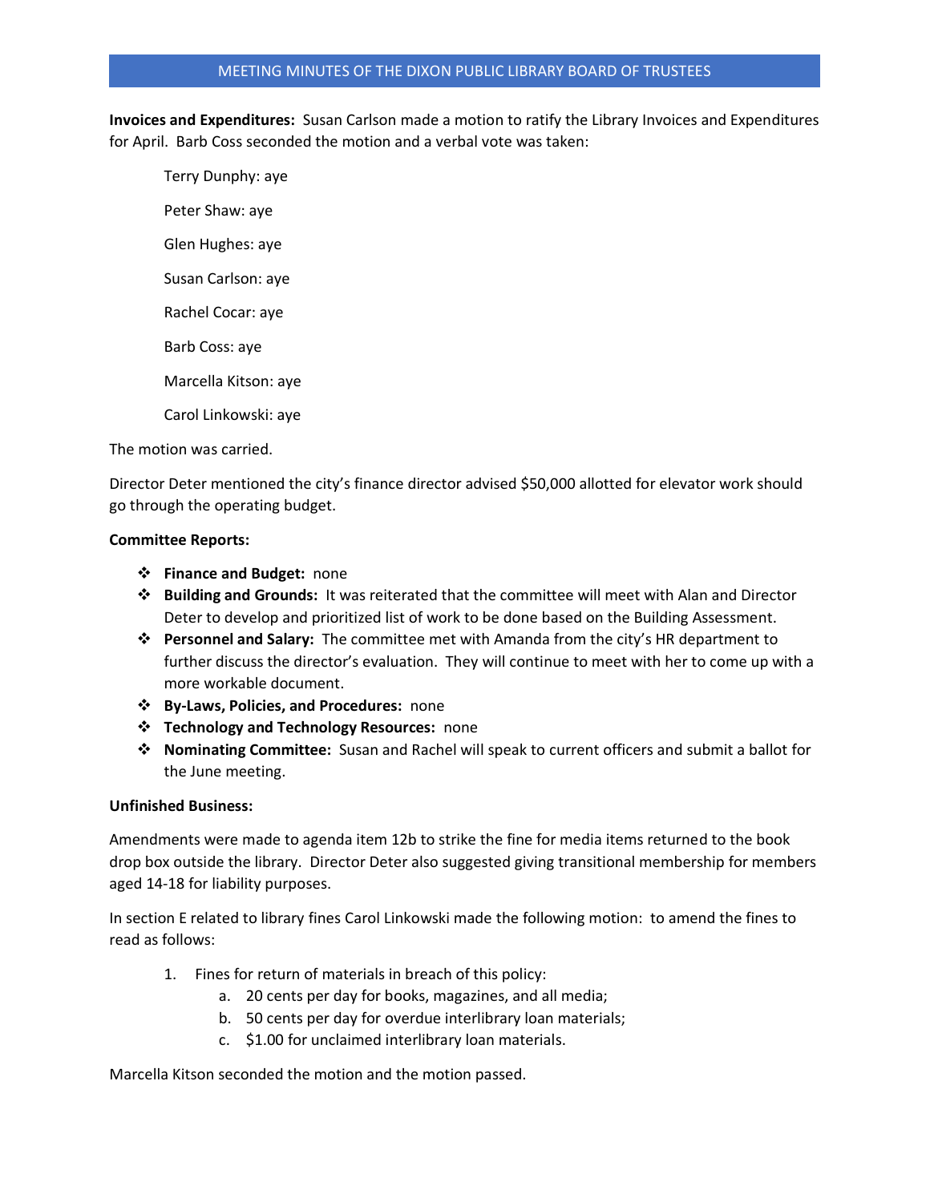**Invoices and Expenditures:** Susan Carlson made a motion to ratify the Library Invoices and Expenditures for April. Barb Coss seconded the motion and a verbal vote was taken:

Terry Dunphy: aye

Peter Shaw: aye

Glen Hughes: aye

Susan Carlson: aye

Rachel Cocar: aye

Barb Coss: aye

Marcella Kitson: aye

Carol Linkowski: aye

The motion was carried.

Director Deter mentioned the city's finance director advised $50,000 allotted for elevator work should go through the operating budget.

**Committee Reports:**

- **Finance and Budget:** none
- **Building and Grounds:** It was reiterated that the committee will meet with Alan and Director Deter to develop and prioritized list of work to be done based on the Building Assessment.
- **Personnel and Salary:** The committee met with Amanda from the city's HR department to further discuss the director's evaluation. They will continue to meet with her to come up with a more workable document.
- **By-Laws, Policies, and Procedures:** none
- **Technology and Technology Resources:** none
- **Nominating Committee:** Susan and Rachel will speak to current officers and submit a ballot for the June meeting.

**Unfinished Business:**

Amendments were made to agenda item 12b to strike the fine for media items returned to the book drop box outside the library. Director Deter also suggested giving transitional membership for members aged 14-18 for liability purposes.

In section E related to library fines Carol Linkowski made the following motion: to amend the fines to read as follows:

1. Fines for return of materials in breach of this policy:
   a. 20 cents per day for books, magazines, and all media;
   b. 50 cents per day for overdue interlibrary loan materials;
   c. $1.00 for unclaimed interlibrary loan materials.

Marcella Kitson seconded the motion and the motion passed.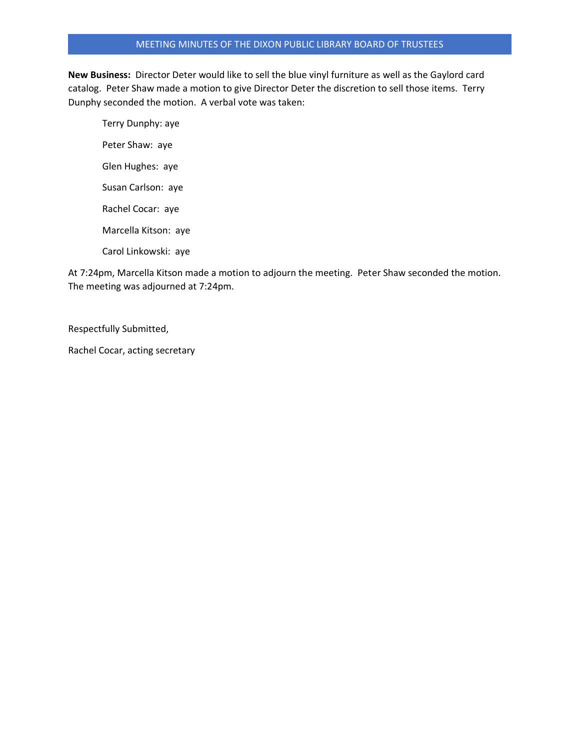**New Business:** Director Deter would like to sell the blue vinyl furniture as well as the Gaylord card catalog. Peter Shaw made a motion to give Director Deter the discretion to sell those items. Terry Dunphy seconded the motion. A verbal vote was taken:

Terry Dunphy: aye

Peter Shaw: aye

Glen Hughes: aye

Susan Carlson: aye

Rachel Cocar: aye

Marcella Kitson: aye

Carol Linkowski: aye

At 7:24pm, Marcella Kitson made a motion to adjourn the meeting. Peter Shaw seconded the motion. The meeting was adjourned at 7:24pm.

Respectfully Submitted,

Rachel Cocar, acting secretary